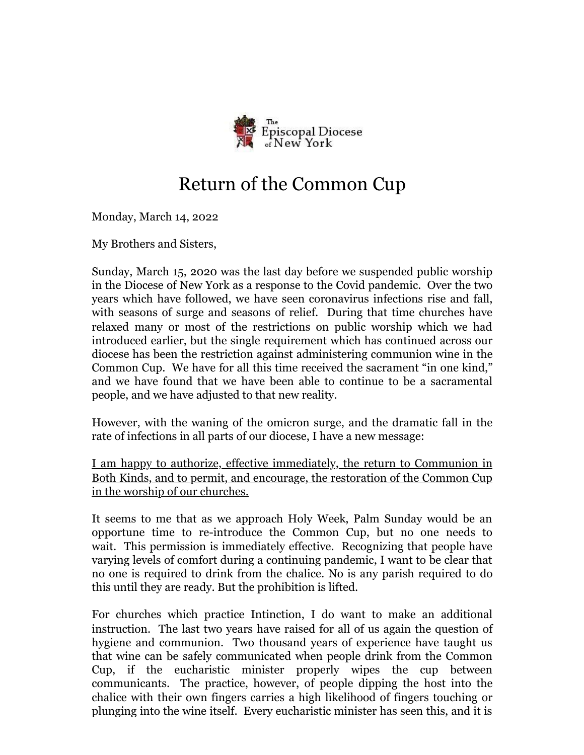The Episcopal Diocese of New York

# Return of the Common Cup

Monday, March 14, 2022

My Brothers and Sisters,

Sunday, March 15, 2020 was the last day before we suspended public worship in the Diocese of New York as a response to the Covid pandemic. Over the two years which have followed, we have seen coronavirus infections rise and fall, with seasons of surge and seasons of relief. During that time churches have relaxed many or most of the restrictions on public worship which we had introduced earlier, but the single requirement which has continued across our diocese has been the restriction against administering communion wine in the Common Cup. We have for all this time received the sacrament "in one kind," and we have found that we have been able to continue to be a sacramental people, and we have adjusted to that new reality.

However, with the waning of the omicron surge, and the dramatic fall in the rate of infections in all parts of our diocese, I have a new message:

<u>I am happy to authorize, effective immediately, the return to Communion in Both Kinds, and to permit, and encourage, the restoration of the Common Cup in the worship of our churches.</u>

It seems to me that as we approach Holy Week, Palm Sunday would be an opportune time to re-introduce the Common Cup, but no one needs to wait. This permission is immediately effective. Recognizing that people have varying levels of comfort during a continuing pandemic, I want to be clear that no one is required to drink from the chalice. No is any parish required to do this until they are ready. But the prohibition is lifted.

For churches which practice Intinction, I do want to make an additional instruction. The last two years have raised for all of us again the question of hygiene and communion. Two thousand years of experience have taught us that wine can be safely communicated when people drink from the Common Cup, if the eucharistic minister properly wipes the cup between communicants. The practice, however, of people dipping the host into the chalice with their own fingers carries a high likelihood of fingers touching or plunging into the wine itself. Every eucharistic minister has seen this, and it is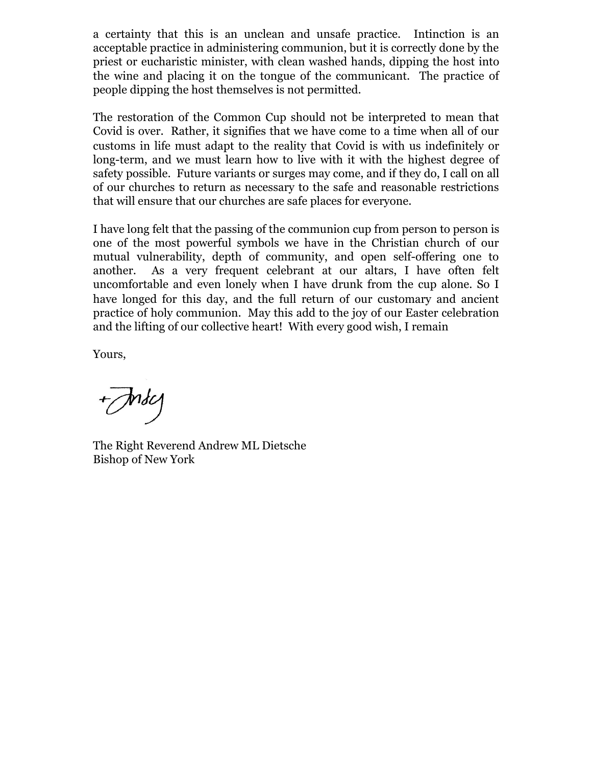a certainty that this is an unclean and unsafe practice. Intinction is an acceptable practice in administering communion, but it is correctly done by the priest or eucharistic minister, with clean washed hands, dipping the host into the wine and placing it on the tongue of the communicant. The practice of people dipping the host themselves is not permitted.

The restoration of the Common Cup should not be interpreted to mean that Covid is over. Rather, it signifies that we have come to a time when all of our customs in life must adapt to the reality that Covid is with us indefinitely or long-term, and we must learn how to live with it with the highest degree of safety possible. Future variants or surges may come, and if they do, I call on all of our churches to return as necessary to the safe and reasonable restrictions that will ensure that our churches are safe places for everyone.

I have long felt that the passing of the communion cup from person to person is one of the most powerful symbols we have in the Christian church of our mutual vulnerability, depth of community, and open self-offering one to another. As a very frequent celebrant at our altars, I have often felt uncomfortable and even lonely when I have drunk from the cup alone. So I have longed for this day, and the full return of our customary and ancient practice of holy communion. May this add to the joy of our Easter celebration and the lifting of our collective heart! With every good wish, I remain

Yours,

+Andy

The Right Reverend Andrew ML Dietsche
Bishop of New York